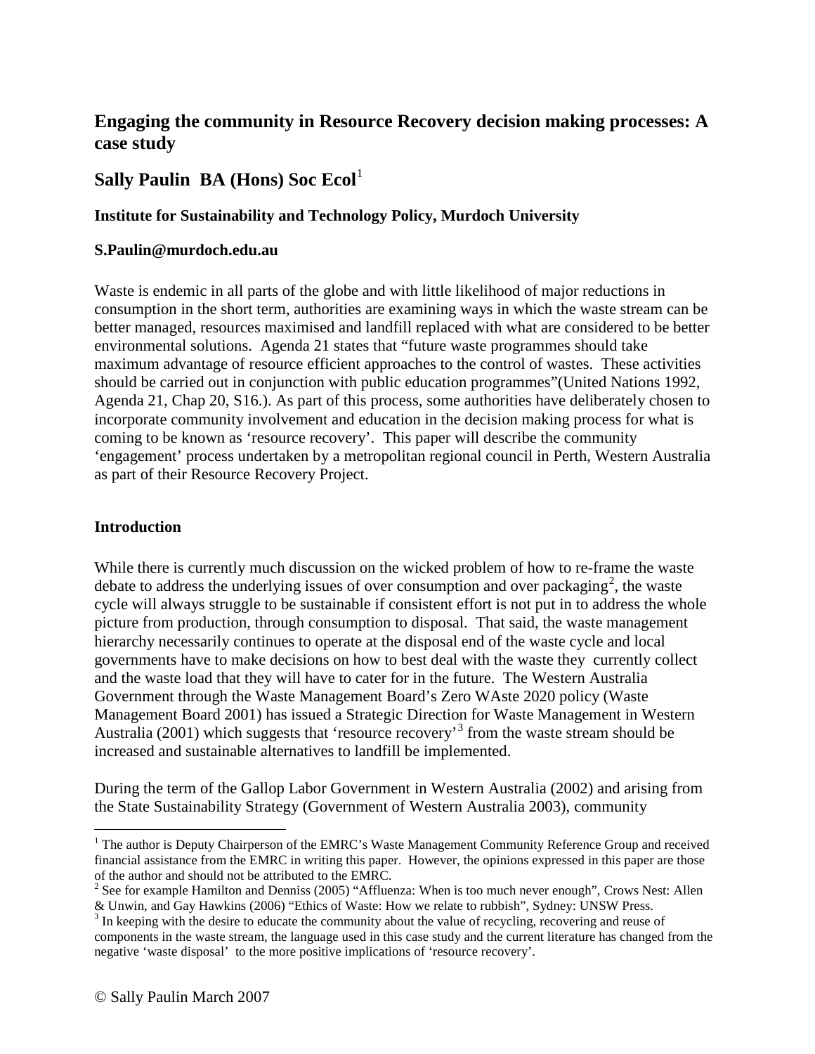# Engaging the community in Resource Recovery decision making processes: A case study

## Sally Paulin BA (Hons) Soc Ecol[1]

### Institute for Sustainability and Technology Policy, Murdoch University

**S.Paulin@murdoch.edu.au**

Waste is endemic in all parts of the globe and with little likelihood of major reductions in consumption in the short term, authorities are examining ways in which the waste stream can be better managed, resources maximised and landfill replaced with what are considered to be better environmental solutions. Agenda 21 states that "future waste programmes should take maximum advantage of resource efficient approaches to the control of wastes. These activities should be carried out in conjunction with public education programmes"(United Nations 1992, Agenda 21, Chap 20, S16.). As part of this process, some authorities have deliberately chosen to incorporate community involvement and education in the decision making process for what is coming to be known as 'resource recovery'. This paper will describe the community 'engagement' process undertaken by a metropolitan regional council in Perth, Western Australia as part of their Resource Recovery Project.

### Introduction

While there is currently much discussion on the wicked problem of how to re-frame the waste debate to address the underlying issues of over consumption and over packaging[2], the waste cycle will always struggle to be sustainable if consistent effort is not put in to address the whole picture from production, through consumption to disposal. That said, the waste management hierarchy necessarily continues to operate at the disposal end of the waste cycle and local governments have to make decisions on how to best deal with the waste they currently collect and the waste load that they will have to cater for in the future. The Western Australia Government through the Waste Management Board's Zero WAste 2020 policy (Waste Management Board 2001) has issued a Strategic Direction for Waste Management in Western Australia (2001) which suggests that 'resource recovery'[3] from the waste stream should be increased and sustainable alternatives to landfill be implemented.

During the term of the Gallop Labor Government in Western Australia (2002) and arising from the State Sustainability Strategy (Government of Western Australia 2003), community

---

[1] The author is Deputy Chairperson of the EMRC's Waste Management Community Reference Group and received financial assistance from the EMRC in writing this paper. However, the opinions expressed in this paper are those of the author and should not be attributed to the EMRC.

[2] See for example Hamilton and Denniss (2005) "Affluenza: When is too much never enough", Crows Nest: Allen & Unwin, and Gay Hawkins (2006) "Ethics of Waste: How we relate to rubbish", Sydney: UNSW Press.

[3] In keeping with the desire to educate the community about the value of recycling, recovering and reuse of components in the waste stream, the language used in this case study and the current literature has changed from the negative 'waste disposal' to the more positive implications of 'resource recovery'.

© Sally Paulin March 2007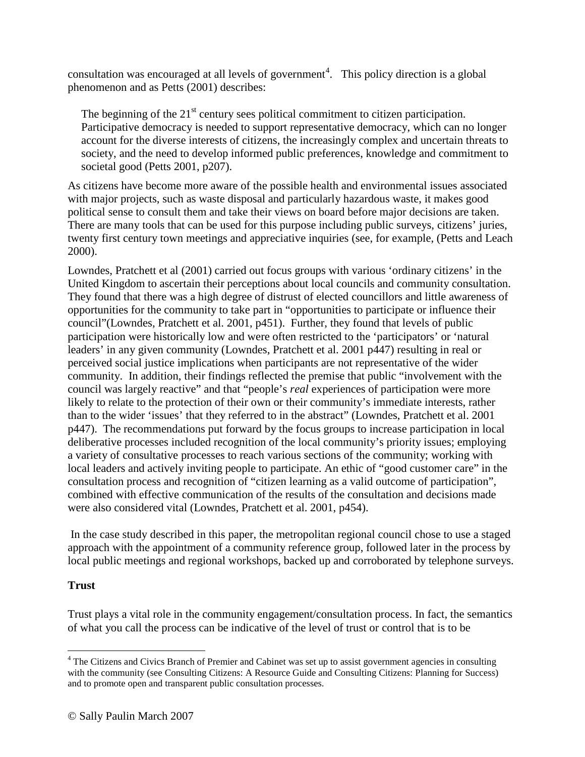consultation was encouraged at all levels of government[4]. This policy direction is a global phenomenon and as Petts (2001) describes:

> The beginning of the 21st century sees political commitment to citizen participation. Participative democracy is needed to support representative democracy, which can no longer account for the diverse interests of citizens, the increasingly complex and uncertain threats to society, and the need to develop informed public preferences, knowledge and commitment to societal good (Petts 2001, p207).

As citizens have become more aware of the possible health and environmental issues associated with major projects, such as waste disposal and particularly hazardous waste, it makes good political sense to consult them and take their views on board before major decisions are taken. There are many tools that can be used for this purpose including public surveys, citizens' juries, twenty first century town meetings and appreciative inquiries (see, for example, (Petts and Leach 2000).

Lowndes, Pratchett et al (2001) carried out focus groups with various 'ordinary citizens' in the United Kingdom to ascertain their perceptions about local councils and community consultation. They found that there was a high degree of distrust of elected councillors and little awareness of opportunities for the community to take part in "opportunities to participate or influence their council"(Lowndes, Pratchett et al. 2001, p451). Further, they found that levels of public participation were historically low and were often restricted to the 'participators' or 'natural leaders' in any given community (Lowndes, Pratchett et al. 2001 p447) resulting in real or perceived social justice implications when participants are not representative of the wider community. In addition, their findings reflected the premise that public "involvement with the council was largely reactive" and that "people's *real* experiences of participation were more likely to relate to the protection of their own or their community's immediate interests, rather than to the wider 'issues' that they referred to in the abstract" (Lowndes, Pratchett et al. 2001 p447). The recommendations put forward by the focus groups to increase participation in local deliberative processes included recognition of the local community's priority issues; employing a variety of consultative processes to reach various sections of the community; working with local leaders and actively inviting people to participate. An ethic of "good customer care" in the consultation process and recognition of "citizen learning as a valid outcome of participation", combined with effective communication of the results of the consultation and decisions made were also considered vital (Lowndes, Pratchett et al. 2001, p454).

In the case study described in this paper, the metropolitan regional council chose to use a staged approach with the appointment of a community reference group, followed later in the process by local public meetings and regional workshops, backed up and corroborated by telephone surveys.

**Trust**

Trust plays a vital role in the community engagement/consultation process. In fact, the semantics of what you call the process can be indicative of the level of trust or control that is to be

[4] The Citizens and Civics Branch of Premier and Cabinet was set up to assist government agencies in consulting with the community (see Consulting Citizens: A Resource Guide and Consulting Citizens: Planning for Success) and to promote open and transparent public consultation processes.

© Sally Paulin March 2007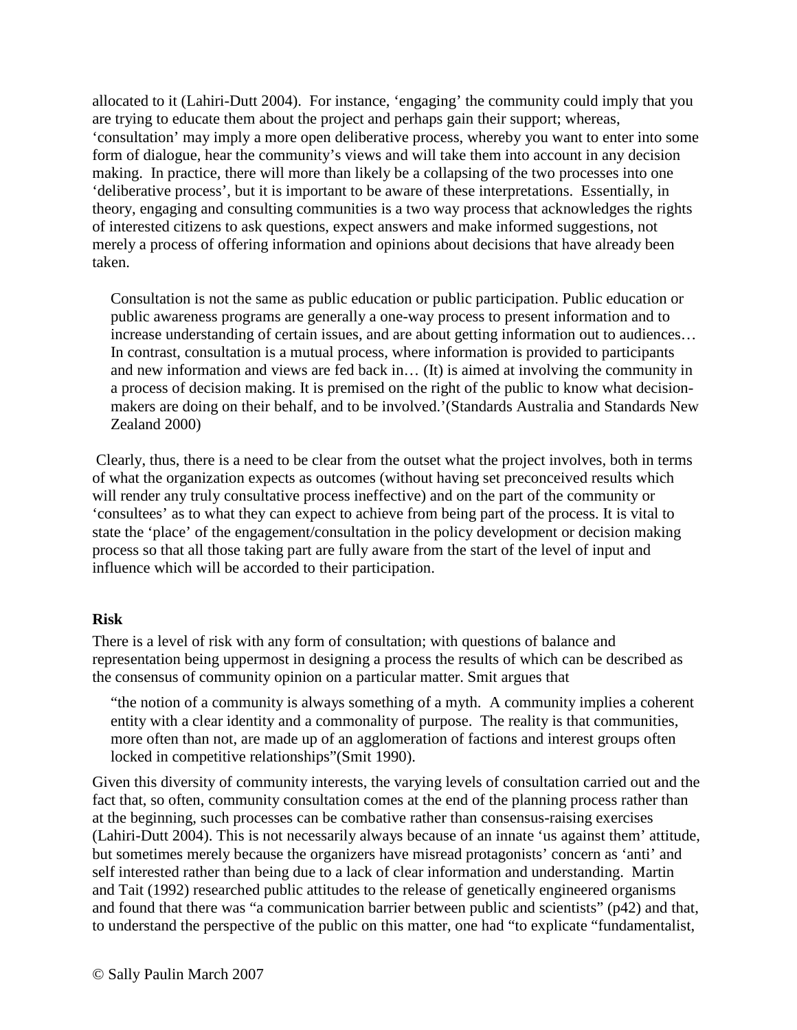allocated to it (Lahiri-Dutt 2004). For instance, 'engaging' the community could imply that you are trying to educate them about the project and perhaps gain their support; whereas, 'consultation' may imply a more open deliberative process, whereby you want to enter into some form of dialogue, hear the community's views and will take them into account in any decision making. In practice, there will more than likely be a collapsing of the two processes into one 'deliberative process', but it is important to be aware of these interpretations. Essentially, in theory, engaging and consulting communities is a two way process that acknowledges the rights of interested citizens to ask questions, expect answers and make informed suggestions, not merely a process of offering information and opinions about decisions that have already been taken.

> Consultation is not the same as public education or public participation. Public education or public awareness programs are generally a one-way process to present information and to increase understanding of certain issues, and are about getting information out to audiences… In contrast, consultation is a mutual process, where information is provided to participants and new information and views are fed back in… (It) is aimed at involving the community in a process of decision making. It is premised on the right of the public to know what decision-makers are doing on their behalf, and to be involved.'(Standards Australia and Standards New Zealand 2000)

Clearly, thus, there is a need to be clear from the outset what the project involves, both in terms of what the organization expects as outcomes (without having set preconceived results which will render any truly consultative process ineffective) and on the part of the community or 'consultees' as to what they can expect to achieve from being part of the process. It is vital to state the 'place' of the engagement/consultation in the policy development or decision making process so that all those taking part are fully aware from the start of the level of input and influence which will be accorded to their participation.

**Risk**

There is a level of risk with any form of consultation; with questions of balance and representation being uppermost in designing a process the results of which can be described as the consensus of community opinion on a particular matter. Smit argues that

> "the notion of a community is always something of a myth. A community implies a coherent entity with a clear identity and a commonality of purpose. The reality is that communities, more often than not, are made up of an agglomeration of factions and interest groups often locked in competitive relationships"(Smit 1990).

Given this diversity of community interests, the varying levels of consultation carried out and the fact that, so often, community consultation comes at the end of the planning process rather than at the beginning, such processes can be combative rather than consensus-raising exercises (Lahiri-Dutt 2004). This is not necessarily always because of an innate 'us against them' attitude, but sometimes merely because the organizers have misread protagonists' concern as 'anti' and self interested rather than being due to a lack of clear information and understanding. Martin and Tait (1992) researched public attitudes to the release of genetically engineered organisms and found that there was "a communication barrier between public and scientists" (p42) and that, to understand the perspective of the public on this matter, one had "to explicate "fundamentalist,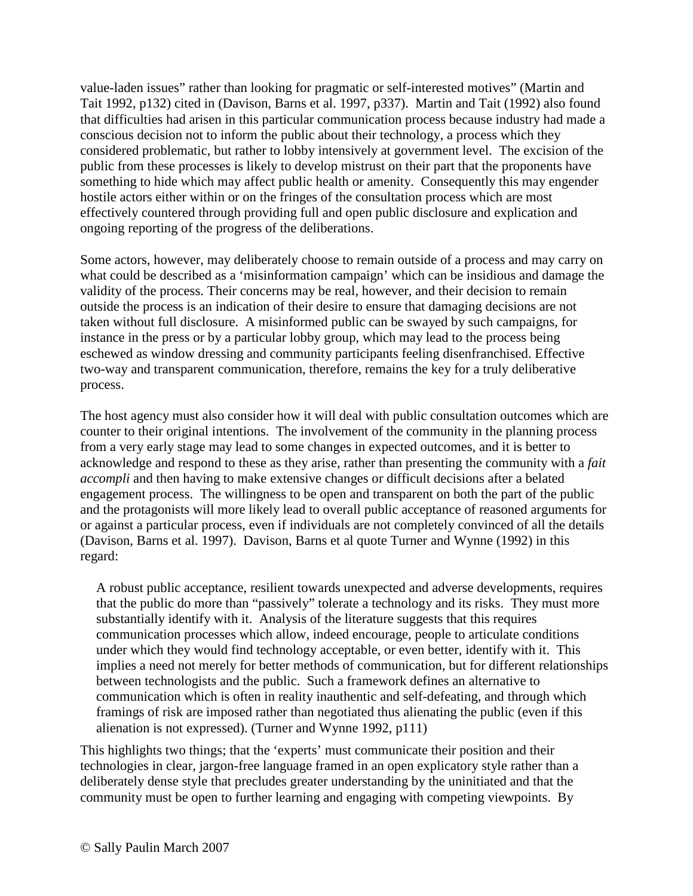value-laden issues" rather than looking for pragmatic or self-interested motives" (Martin and Tait 1992, p132) cited in (Davison, Barns et al. 1997, p337). Martin and Tait (1992) also found that difficulties had arisen in this particular communication process because industry had made a conscious decision not to inform the public about their technology, a process which they considered problematic, but rather to lobby intensively at government level. The excision of the public from these processes is likely to develop mistrust on their part that the proponents have something to hide which may affect public health or amenity. Consequently this may engender hostile actors either within or on the fringes of the consultation process which are most effectively countered through providing full and open public disclosure and explication and ongoing reporting of the progress of the deliberations.

Some actors, however, may deliberately choose to remain outside of a process and may carry on what could be described as a 'misinformation campaign' which can be insidious and damage the validity of the process. Their concerns may be real, however, and their decision to remain outside the process is an indication of their desire to ensure that damaging decisions are not taken without full disclosure. A misinformed public can be swayed by such campaigns, for instance in the press or by a particular lobby group, which may lead to the process being eschewed as window dressing and community participants feeling disenfranchised. Effective two-way and transparent communication, therefore, remains the key for a truly deliberative process.

The host agency must also consider how it will deal with public consultation outcomes which are counter to their original intentions. The involvement of the community in the planning process from a very early stage may lead to some changes in expected outcomes, and it is better to acknowledge and respond to these as they arise, rather than presenting the community with a *fait accompli* and then having to make extensive changes or difficult decisions after a belated engagement process. The willingness to be open and transparent on both the part of the public and the protagonists will more likely lead to overall public acceptance of reasoned arguments for or against a particular process, even if individuals are not completely convinced of all the details (Davison, Barns et al. 1997). Davison, Barns et al quote Turner and Wynne (1992) in this regard:

> A robust public acceptance, resilient towards unexpected and adverse developments, requires that the public do more than "passively" tolerate a technology and its risks. They must more substantially identify with it. Analysis of the literature suggests that this requires communication processes which allow, indeed encourage, people to articulate conditions under which they would find technology acceptable, or even better, identify with it. This implies a need not merely for better methods of communication, but for different relationships between technologists and the public. Such a framework defines an alternative to communication which is often in reality inauthentic and self-defeating, and through which framings of risk are imposed rather than negotiated thus alienating the public (even if this alienation is not expressed). (Turner and Wynne 1992, p111)

This highlights two things; that the 'experts' must communicate their position and their technologies in clear, jargon-free language framed in an open explicatory style rather than a deliberately dense style that precludes greater understanding by the uninitiated and that the community must be open to further learning and engaging with competing viewpoints. By

© Sally Paulin March 2007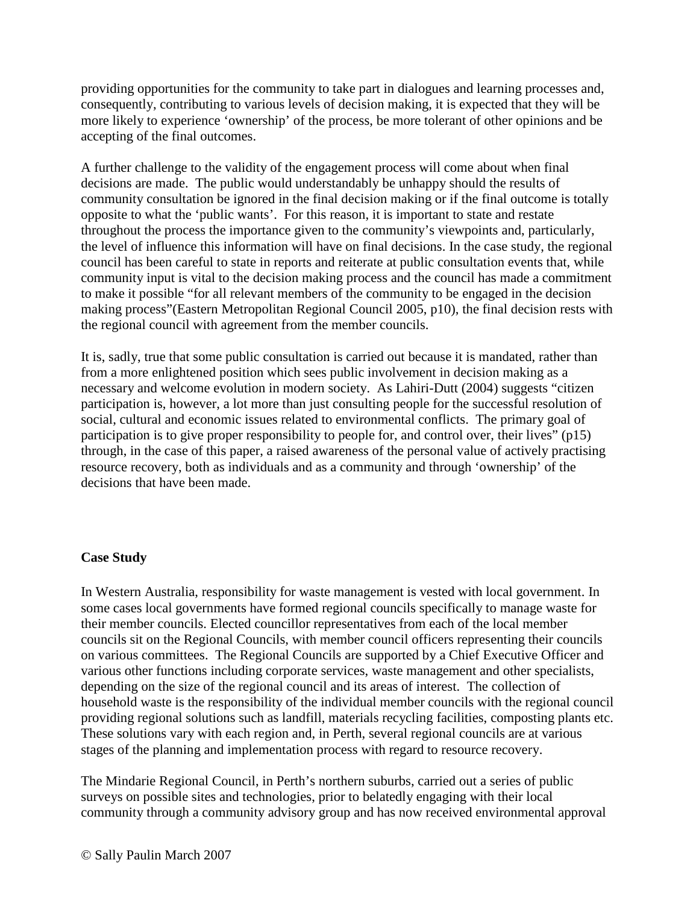providing opportunities for the community to take part in dialogues and learning processes and, consequently, contributing to various levels of decision making, it is expected that they will be more likely to experience 'ownership' of the process, be more tolerant of other opinions and be accepting of the final outcomes.

A further challenge to the validity of the engagement process will come about when final decisions are made. The public would understandably be unhappy should the results of community consultation be ignored in the final decision making or if the final outcome is totally opposite to what the 'public wants'. For this reason, it is important to state and restate throughout the process the importance given to the community's viewpoints and, particularly, the level of influence this information will have on final decisions. In the case study, the regional council has been careful to state in reports and reiterate at public consultation events that, while community input is vital to the decision making process and the council has made a commitment to make it possible "for all relevant members of the community to be engaged in the decision making process"(Eastern Metropolitan Regional Council 2005, p10), the final decision rests with the regional council with agreement from the member councils.

It is, sadly, true that some public consultation is carried out because it is mandated, rather than from a more enlightened position which sees public involvement in decision making as a necessary and welcome evolution in modern society. As Lahiri-Dutt (2004) suggests "citizen participation is, however, a lot more than just consulting people for the successful resolution of social, cultural and economic issues related to environmental conflicts. The primary goal of participation is to give proper responsibility to people for, and control over, their lives" (p15) through, in the case of this paper, a raised awareness of the personal value of actively practising resource recovery, both as individuals and as a community and through 'ownership' of the decisions that have been made.

**Case Study**

In Western Australia, responsibility for waste management is vested with local government. In some cases local governments have formed regional councils specifically to manage waste for their member councils. Elected councillor representatives from each of the local member councils sit on the Regional Councils, with member council officers representing their councils on various committees. The Regional Councils are supported by a Chief Executive Officer and various other functions including corporate services, waste management and other specialists, depending on the size of the regional council and its areas of interest. The collection of household waste is the responsibility of the individual member councils with the regional council providing regional solutions such as landfill, materials recycling facilities, composting plants etc. These solutions vary with each region and, in Perth, several regional councils are at various stages of the planning and implementation process with regard to resource recovery.

The Mindarie Regional Council, in Perth's northern suburbs, carried out a series of public surveys on possible sites and technologies, prior to belatedly engaging with their local community through a community advisory group and has now received environmental approval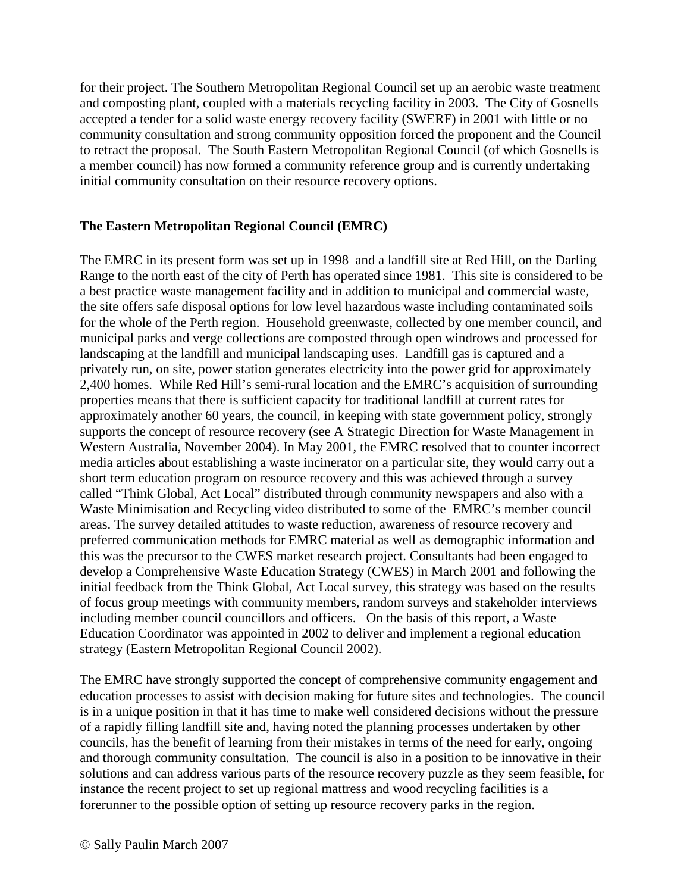for their project. The Southern Metropolitan Regional Council set up an aerobic waste treatment and composting plant, coupled with a materials recycling facility in 2003. The City of Gosnells accepted a tender for a solid waste energy recovery facility (SWERF) in 2001 with little or no community consultation and strong community opposition forced the proponent and the Council to retract the proposal. The South Eastern Metropolitan Regional Council (of which Gosnells is a member council) has now formed a community reference group and is currently undertaking initial community consultation on their resource recovery options.

**The Eastern Metropolitan Regional Council (EMRC)**

The EMRC in its present form was set up in 1998 and a landfill site at Red Hill, on the Darling Range to the north east of the city of Perth has operated since 1981. This site is considered to be a best practice waste management facility and in addition to municipal and commercial waste, the site offers safe disposal options for low level hazardous waste including contaminated soils for the whole of the Perth region. Household greenwaste, collected by one member council, and municipal parks and verge collections are composted through open windrows and processed for landscaping at the landfill and municipal landscaping uses. Landfill gas is captured and a privately run, on site, power station generates electricity into the power grid for approximately 2,400 homes. While Red Hill's semi-rural location and the EMRC's acquisition of surrounding properties means that there is sufficient capacity for traditional landfill at current rates for approximately another 60 years, the council, in keeping with state government policy, strongly supports the concept of resource recovery (see A Strategic Direction for Waste Management in Western Australia, November 2004). In May 2001, the EMRC resolved that to counter incorrect media articles about establishing a waste incinerator on a particular site, they would carry out a short term education program on resource recovery and this was achieved through a survey called "Think Global, Act Local" distributed through community newspapers and also with a Waste Minimisation and Recycling video distributed to some of the EMRC's member council areas. The survey detailed attitudes to waste reduction, awareness of resource recovery and preferred communication methods for EMRC material as well as demographic information and this was the precursor to the CWES market research project. Consultants had been engaged to develop a Comprehensive Waste Education Strategy (CWES) in March 2001 and following the initial feedback from the Think Global, Act Local survey, this strategy was based on the results of focus group meetings with community members, random surveys and stakeholder interviews including member council councillors and officers. On the basis of this report, a Waste Education Coordinator was appointed in 2002 to deliver and implement a regional education strategy (Eastern Metropolitan Regional Council 2002).

The EMRC have strongly supported the concept of comprehensive community engagement and education processes to assist with decision making for future sites and technologies. The council is in a unique position in that it has time to make well considered decisions without the pressure of a rapidly filling landfill site and, having noted the planning processes undertaken by other councils, has the benefit of learning from their mistakes in terms of the need for early, ongoing and thorough community consultation. The council is also in a position to be innovative in their solutions and can address various parts of the resource recovery puzzle as they seem feasible, for instance the recent project to set up regional mattress and wood recycling facilities is a forerunner to the possible option of setting up resource recovery parks in the region.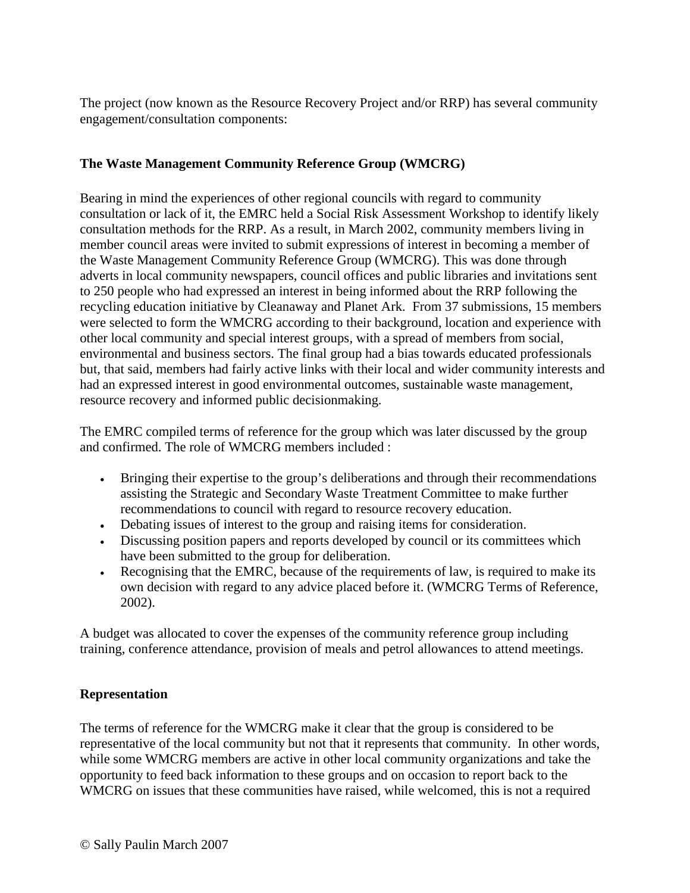The project (now known as the Resource Recovery Project and/or RRP) has several community engagement/consultation components:

**The Waste Management Community Reference Group (WMCRG)**

Bearing in mind the experiences of other regional councils with regard to community consultation or lack of it, the EMRC held a Social Risk Assessment Workshop to identify likely consultation methods for the RRP. As a result, in March 2002, community members living in member council areas were invited to submit expressions of interest in becoming a member of the Waste Management Community Reference Group (WMCRG). This was done through adverts in local community newspapers, council offices and public libraries and invitations sent to 250 people who had expressed an interest in being informed about the RRP following the recycling education initiative by Cleanaway and Planet Ark. From 37 submissions, 15 members were selected to form the WMCRG according to their background, location and experience with other local community and special interest groups, with a spread of members from social, environmental and business sectors. The final group had a bias towards educated professionals but, that said, members had fairly active links with their local and wider community interests and had an expressed interest in good environmental outcomes, sustainable waste management, resource recovery and informed public decisionmaking.

The EMRC compiled terms of reference for the group which was later discussed by the group and confirmed. The role of WMCRG members included :

- Bringing their expertise to the group's deliberations and through their recommendations assisting the Strategic and Secondary Waste Treatment Committee to make further recommendations to council with regard to resource recovery education.
- Debating issues of interest to the group and raising items for consideration.
- Discussing position papers and reports developed by council or its committees which have been submitted to the group for deliberation.
- Recognising that the EMRC, because of the requirements of law, is required to make its own decision with regard to any advice placed before it. (WMCRG Terms of Reference, 2002).

A budget was allocated to cover the expenses of the community reference group including training, conference attendance, provision of meals and petrol allowances to attend meetings.

**Representation**

The terms of reference for the WMCRG make it clear that the group is considered to be representative of the local community but not that it represents that community. In other words, while some WMCRG members are active in other local community organizations and take the opportunity to feed back information to these groups and on occasion to report back to the WMCRG on issues that these communities have raised, while welcomed, this is not a required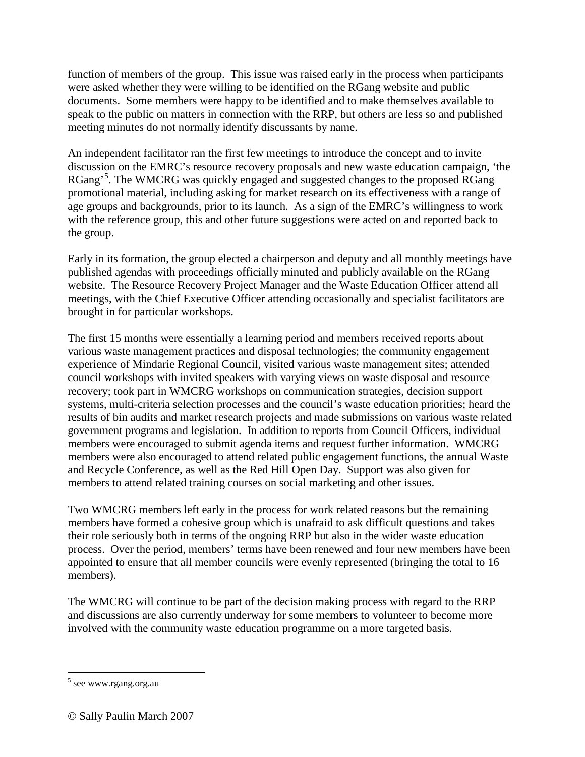function of members of the group. This issue was raised early in the process when participants were asked whether they were willing to be identified on the RGang website and public documents. Some members were happy to be identified and to make themselves available to speak to the public on matters in connection with the RRP, but others are less so and published meeting minutes do not normally identify discussants by name.

An independent facilitator ran the first few meetings to introduce the concept and to invite discussion on the EMRC's resource recovery proposals and new waste education campaign, 'the RGang'[5]. The WMCRG was quickly engaged and suggested changes to the proposed RGang promotional material, including asking for market research on its effectiveness with a range of age groups and backgrounds, prior to its launch. As a sign of the EMRC's willingness to work with the reference group, this and other future suggestions were acted on and reported back to the group.

Early in its formation, the group elected a chairperson and deputy and all monthly meetings have published agendas with proceedings officially minuted and publicly available on the RGang website. The Resource Recovery Project Manager and the Waste Education Officer attend all meetings, with the Chief Executive Officer attending occasionally and specialist facilitators are brought in for particular workshops.

The first 15 months were essentially a learning period and members received reports about various waste management practices and disposal technologies; the community engagement experience of Mindarie Regional Council, visited various waste management sites; attended council workshops with invited speakers with varying views on waste disposal and resource recovery; took part in WMCRG workshops on communication strategies, decision support systems, multi-criteria selection processes and the council's waste education priorities; heard the results of bin audits and market research projects and made submissions on various waste related government programs and legislation. In addition to reports from Council Officers, individual members were encouraged to submit agenda items and request further information. WMCRG members were also encouraged to attend related public engagement functions, the annual Waste and Recycle Conference, as well as the Red Hill Open Day. Support was also given for members to attend related training courses on social marketing and other issues.

Two WMCRG members left early in the process for work related reasons but the remaining members have formed a cohesive group which is unafraid to ask difficult questions and takes their role seriously both in terms of the ongoing RRP but also in the wider waste education process. Over the period, members' terms have been renewed and four new members have been appointed to ensure that all member councils were evenly represented (bringing the total to 16 members).

The WMCRG will continue to be part of the decision making process with regard to the RRP and discussions are also currently underway for some members to volunteer to become more involved with the community waste education programme on a more targeted basis.

---

[5] see www.rgang.org.au

© Sally Paulin March 2007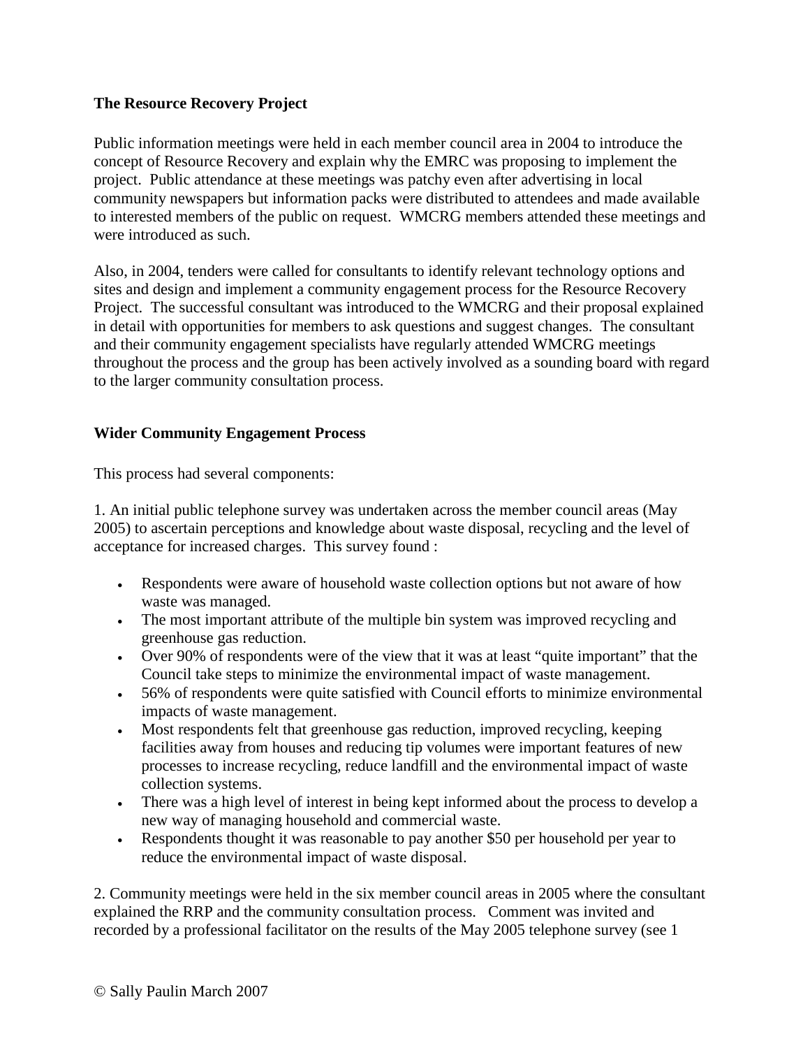**The Resource Recovery Project**

Public information meetings were held in each member council area in 2004 to introduce the concept of Resource Recovery and explain why the EMRC was proposing to implement the project. Public attendance at these meetings was patchy even after advertising in local community newspapers but information packs were distributed to attendees and made available to interested members of the public on request. WMCRG members attended these meetings and were introduced as such.

Also, in 2004, tenders were called for consultants to identify relevant technology options and sites and design and implement a community engagement process for the Resource Recovery Project. The successful consultant was introduced to the WMCRG and their proposal explained in detail with opportunities for members to ask questions and suggest changes. The consultant and their community engagement specialists have regularly attended WMCRG meetings throughout the process and the group has been actively involved as a sounding board with regard to the larger community consultation process.

**Wider Community Engagement Process**

This process had several components:

1. An initial public telephone survey was undertaken across the member council areas (May 2005) to ascertain perceptions and knowledge about waste disposal, recycling and the level of acceptance for increased charges. This survey found :

- Respondents were aware of household waste collection options but not aware of how waste was managed.
- The most important attribute of the multiple bin system was improved recycling and greenhouse gas reduction.
- Over 90% of respondents were of the view that it was at least "quite important" that the Council take steps to minimize the environmental impact of waste management.
- 56% of respondents were quite satisfied with Council efforts to minimize environmental impacts of waste management.
- Most respondents felt that greenhouse gas reduction, improved recycling, keeping facilities away from houses and reducing tip volumes were important features of new processes to increase recycling, reduce landfill and the environmental impact of waste collection systems.
- There was a high level of interest in being kept informed about the process to develop a new way of managing household and commercial waste.
- Respondents thought it was reasonable to pay another $50 per household per year to reduce the environmental impact of waste disposal.

2. Community meetings were held in the six member council areas in 2005 where the consultant explained the RRP and the community consultation process. Comment was invited and recorded by a professional facilitator on the results of the May 2005 telephone survey (see 1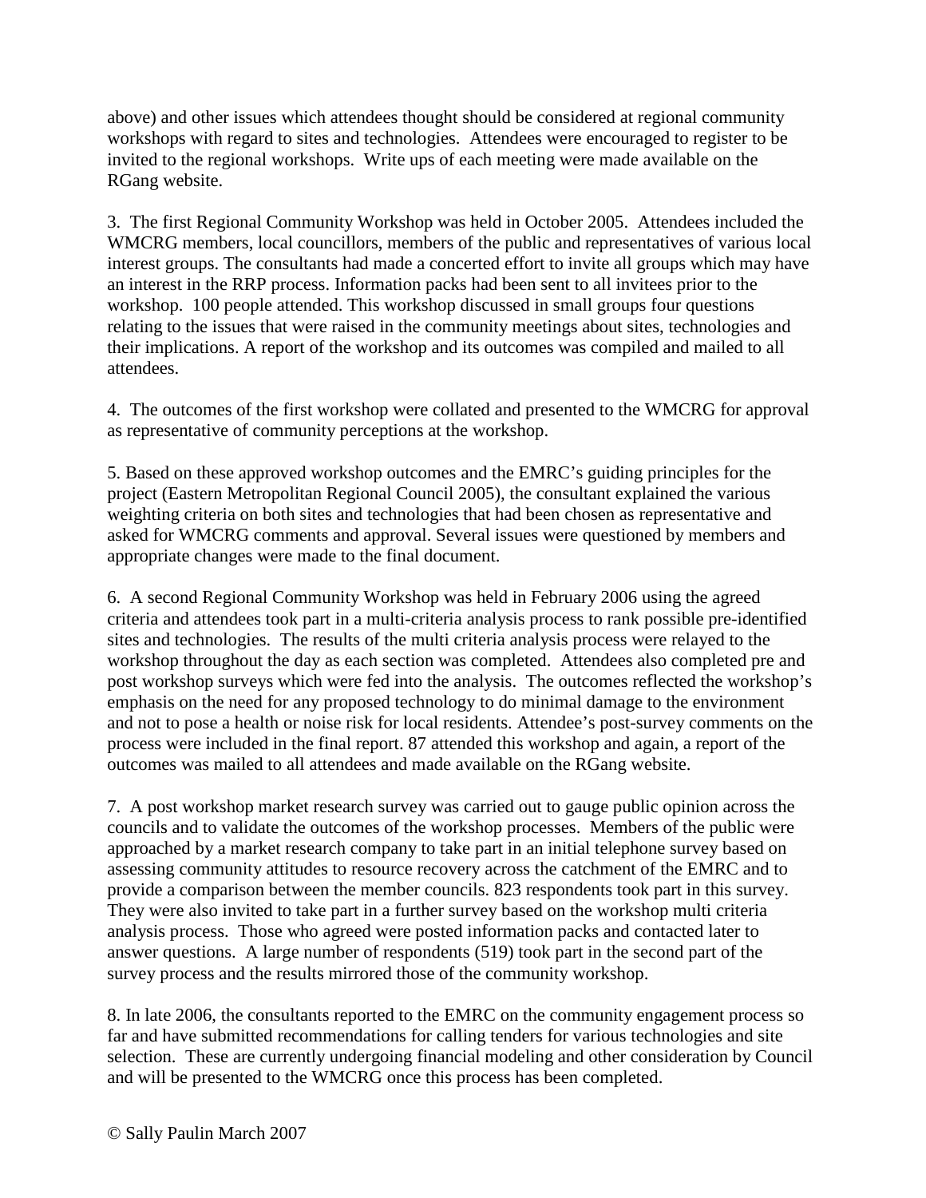above) and other issues which attendees thought should be considered at regional community workshops with regard to sites and technologies. Attendees were encouraged to register to be invited to the regional workshops. Write ups of each meeting were made available on the RGang website.

3. The first Regional Community Workshop was held in October 2005. Attendees included the WMCRG members, local councillors, members of the public and representatives of various local interest groups. The consultants had made a concerted effort to invite all groups which may have an interest in the RRP process. Information packs had been sent to all invitees prior to the workshop. 100 people attended. This workshop discussed in small groups four questions relating to the issues that were raised in the community meetings about sites, technologies and their implications. A report of the workshop and its outcomes was compiled and mailed to all attendees.

4. The outcomes of the first workshop were collated and presented to the WMCRG for approval as representative of community perceptions at the workshop.

5. Based on these approved workshop outcomes and the EMRC's guiding principles for the project (Eastern Metropolitan Regional Council 2005), the consultant explained the various weighting criteria on both sites and technologies that had been chosen as representative and asked for WMCRG comments and approval. Several issues were questioned by members and appropriate changes were made to the final document.

6. A second Regional Community Workshop was held in February 2006 using the agreed criteria and attendees took part in a multi-criteria analysis process to rank possible pre-identified sites and technologies. The results of the multi criteria analysis process were relayed to the workshop throughout the day as each section was completed. Attendees also completed pre and post workshop surveys which were fed into the analysis. The outcomes reflected the workshop's emphasis on the need for any proposed technology to do minimal damage to the environment and not to pose a health or noise risk for local residents. Attendee's post-survey comments on the process were included in the final report. 87 attended this workshop and again, a report of the outcomes was mailed to all attendees and made available on the RGang website.

7. A post workshop market research survey was carried out to gauge public opinion across the councils and to validate the outcomes of the workshop processes. Members of the public were approached by a market research company to take part in an initial telephone survey based on assessing community attitudes to resource recovery across the catchment of the EMRC and to provide a comparison between the member councils. 823 respondents took part in this survey. They were also invited to take part in a further survey based on the workshop multi criteria analysis process. Those who agreed were posted information packs and contacted later to answer questions. A large number of respondents (519) took part in the second part of the survey process and the results mirrored those of the community workshop.

8. In late 2006, the consultants reported to the EMRC on the community engagement process so far and have submitted recommendations for calling tenders for various technologies and site selection. These are currently undergoing financial modeling and other consideration by Council and will be presented to the WMCRG once this process has been completed.

© Sally Paulin March 2007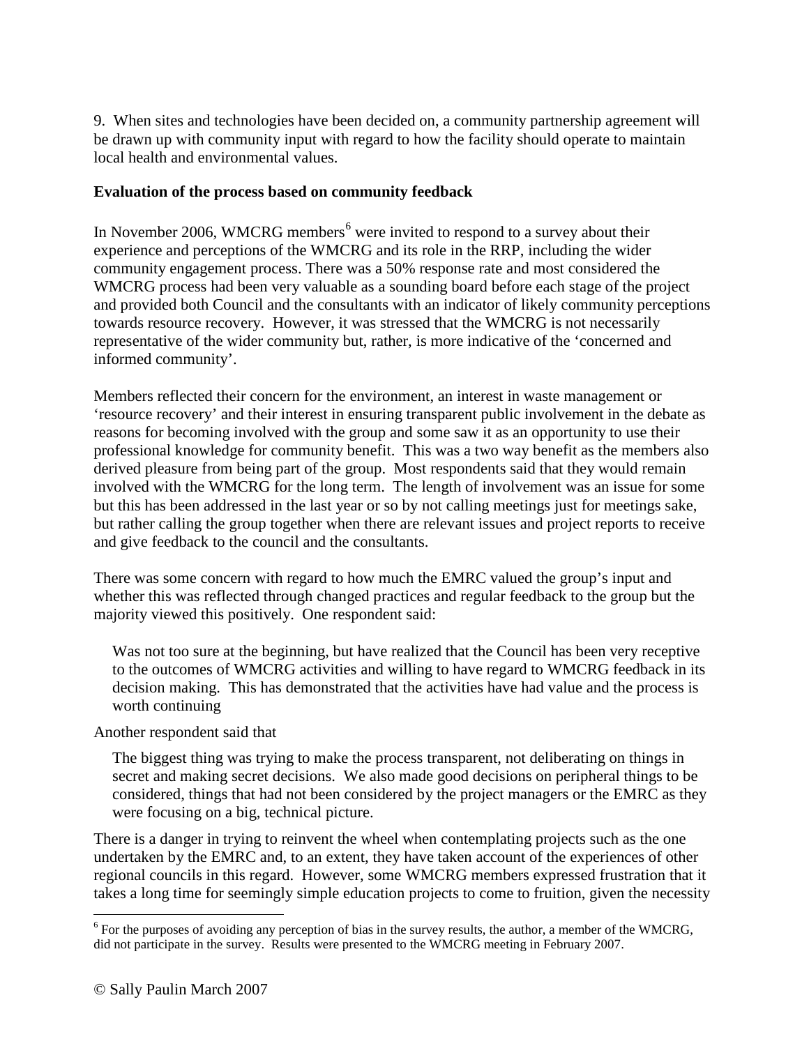9. When sites and technologies have been decided on, a community partnership agreement will be drawn up with community input with regard to how the facility should operate to maintain local health and environmental values.

**Evaluation of the process based on community feedback**

In November 2006, WMCRG members[6] were invited to respond to a survey about their experience and perceptions of the WMCRG and its role in the RRP, including the wider community engagement process. There was a 50% response rate and most considered the WMCRG process had been very valuable as a sounding board before each stage of the project and provided both Council and the consultants with an indicator of likely community perceptions towards resource recovery. However, it was stressed that the WMCRG is not necessarily representative of the wider community but, rather, is more indicative of the 'concerned and informed community'.

Members reflected their concern for the environment, an interest in waste management or 'resource recovery' and their interest in ensuring transparent public involvement in the debate as reasons for becoming involved with the group and some saw it as an opportunity to use their professional knowledge for community benefit. This was a two way benefit as the members also derived pleasure from being part of the group. Most respondents said that they would remain involved with the WMCRG for the long term. The length of involvement was an issue for some but this has been addressed in the last year or so by not calling meetings just for meetings sake, but rather calling the group together when there are relevant issues and project reports to receive and give feedback to the council and the consultants.

There was some concern with regard to how much the EMRC valued the group's input and whether this was reflected through changed practices and regular feedback to the group but the majority viewed this positively. One respondent said:

> Was not too sure at the beginning, but have realized that the Council has been very receptive to the outcomes of WMCRG activities and willing to have regard to WMCRG feedback in its decision making. This has demonstrated that the activities have had value and the process is worth continuing

Another respondent said that

> The biggest thing was trying to make the process transparent, not deliberating on things in secret and making secret decisions. We also made good decisions on peripheral things to be considered, things that had not been considered by the project managers or the EMRC as they were focusing on a big, technical picture.

There is a danger in trying to reinvent the wheel when contemplating projects such as the one undertaken by the EMRC and, to an extent, they have taken account of the experiences of other regional councils in this regard. However, some WMCRG members expressed frustration that it takes a long time for seemingly simple education projects to come to fruition, given the necessity

[6] For the purposes of avoiding any perception of bias in the survey results, the author, a member of the WMCRG, did not participate in the survey. Results were presented to the WMCRG meeting in February 2007.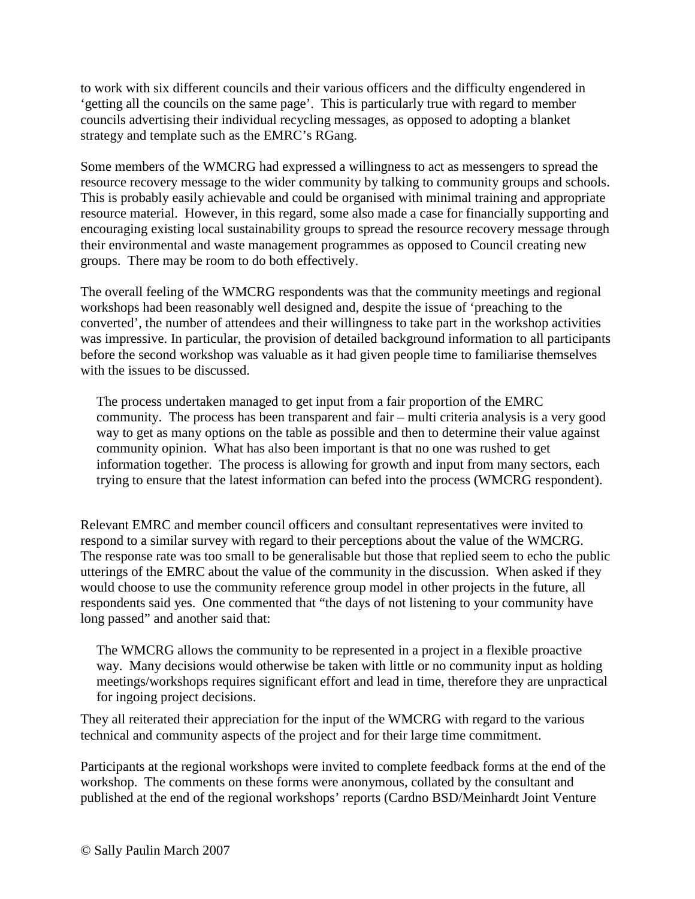to work with six different councils and their various officers and the difficulty engendered in 'getting all the councils on the same page'. This is particularly true with regard to member councils advertising their individual recycling messages, as opposed to adopting a blanket strategy and template such as the EMRC's RGang.

Some members of the WMCRG had expressed a willingness to act as messengers to spread the resource recovery message to the wider community by talking to community groups and schools. This is probably easily achievable and could be organised with minimal training and appropriate resource material. However, in this regard, some also made a case for financially supporting and encouraging existing local sustainability groups to spread the resource recovery message through their environmental and waste management programmes as opposed to Council creating new groups. There may be room to do both effectively.

The overall feeling of the WMCRG respondents was that the community meetings and regional workshops had been reasonably well designed and, despite the issue of 'preaching to the converted', the number of attendees and their willingness to take part in the workshop activities was impressive. In particular, the provision of detailed background information to all participants before the second workshop was valuable as it had given people time to familiarise themselves with the issues to be discussed.

> The process undertaken managed to get input from a fair proportion of the EMRC community. The process has been transparent and fair – multi criteria analysis is a very good way to get as many options on the table as possible and then to determine their value against community opinion. What has also been important is that no one was rushed to get information together. The process is allowing for growth and input from many sectors, each trying to ensure that the latest information can befed into the process (WMCRG respondent).

Relevant EMRC and member council officers and consultant representatives were invited to respond to a similar survey with regard to their perceptions about the value of the WMCRG. The response rate was too small to be generalisable but those that replied seem to echo the public utterings of the EMRC about the value of the community in the discussion. When asked if they would choose to use the community reference group model in other projects in the future, all respondents said yes. One commented that "the days of not listening to your community have long passed" and another said that:

> The WMCRG allows the community to be represented in a project in a flexible proactive way. Many decisions would otherwise be taken with little or no community input as holding meetings/workshops requires significant effort and lead in time, therefore they are unpractical for ingoing project decisions.

They all reiterated their appreciation for the input of the WMCRG with regard to the various technical and community aspects of the project and for their large time commitment.

Participants at the regional workshops were invited to complete feedback forms at the end of the workshop. The comments on these forms were anonymous, collated by the consultant and published at the end of the regional workshops' reports (Cardno BSD/Meinhardt Joint Venture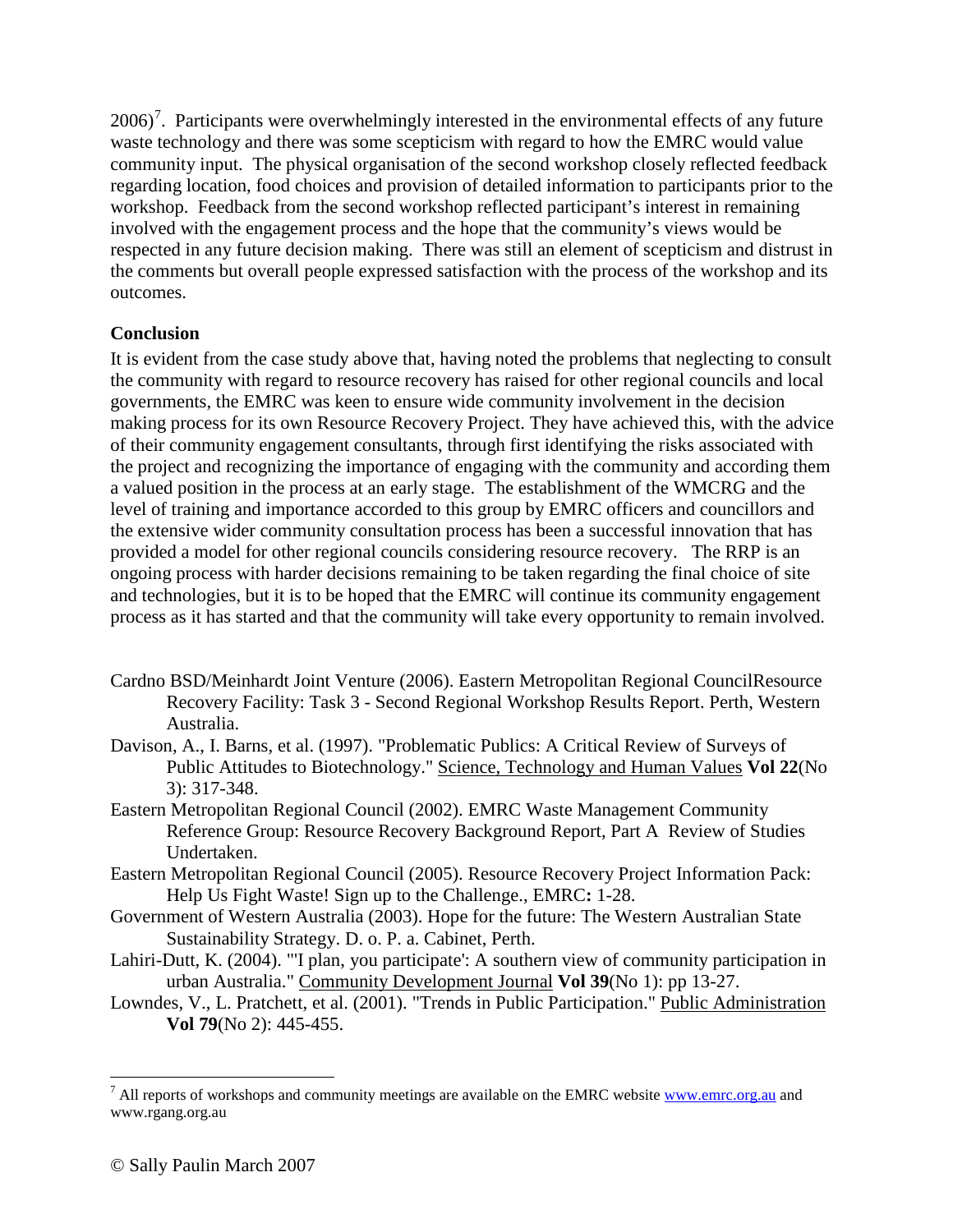2006)[7]. Participants were overwhelmingly interested in the environmental effects of any future waste technology and there was some scepticism with regard to how the EMRC would value community input. The physical organisation of the second workshop closely reflected feedback regarding location, food choices and provision of detailed information to participants prior to the workshop. Feedback from the second workshop reflected participant's interest in remaining involved with the engagement process and the hope that the community's views would be respected in any future decision making. There was still an element of scepticism and distrust in the comments but overall people expressed satisfaction with the process of the workshop and its outcomes.

**Conclusion**

It is evident from the case study above that, having noted the problems that neglecting to consult the community with regard to resource recovery has raised for other regional councils and local governments, the EMRC was keen to ensure wide community involvement in the decision making process for its own Resource Recovery Project. They have achieved this, with the advice of their community engagement consultants, through first identifying the risks associated with the project and recognizing the importance of engaging with the community and according them a valued position in the process at an early stage. The establishment of the WMCRG and the level of training and importance accorded to this group by EMRC officers and councillors and the extensive wider community consultation process has been a successful innovation that has provided a model for other regional councils considering resource recovery. The RRP is an ongoing process with harder decisions remaining to be taken regarding the final choice of site and technologies, but it is to be hoped that the EMRC will continue its community engagement process as it has started and that the community will take every opportunity to remain involved.

Cardno BSD/Meinhardt Joint Venture (2006). Eastern Metropolitan Regional CouncilResource Recovery Facility: Task 3 - Second Regional Workshop Results Report. Perth, Western Australia.

Davison, A., I. Barns, et al. (1997). "Problematic Publics: A Critical Review of Surveys of Public Attitudes to Biotechnology." Science, Technology and Human Values **Vol 22**(No 3): 317-348.

Eastern Metropolitan Regional Council (2002). EMRC Waste Management Community Reference Group: Resource Recovery Background Report, Part A Review of Studies Undertaken.

Eastern Metropolitan Regional Council (2005). Resource Recovery Project Information Pack: Help Us Fight Waste! Sign up to the Challenge., EMRC**:** 1-28.

Government of Western Australia (2003). Hope for the future: The Western Australian State Sustainability Strategy. D. o. P. a. Cabinet, Perth.

Lahiri-Dutt, K. (2004). "'I plan, you participate': A southern view of community participation in urban Australia." Community Development Journal **Vol 39**(No 1): pp 13-27.

Lowndes, V., L. Pratchett, et al. (2001). "Trends in Public Participation." Public Administration **Vol 79**(No 2): 445-455.

[7] All reports of workshops and community meetings are available on the EMRC website www.emrc.org.au and www.rgang.org.au

© Sally Paulin March 2007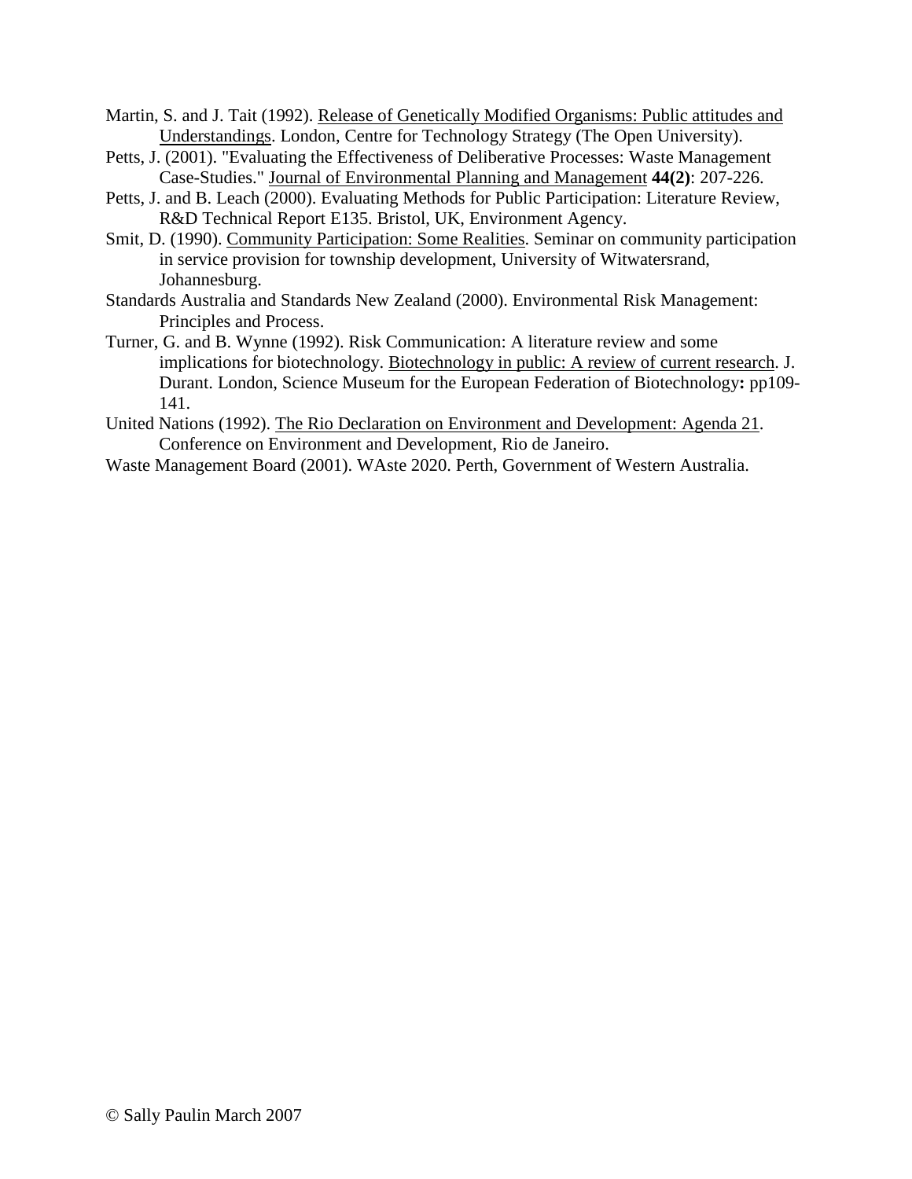Martin, S. and J. Tait (1992). Release of Genetically Modified Organisms: Public attitudes and Understandings. London, Centre for Technology Strategy (The Open University).

Petts, J. (2001). "Evaluating the Effectiveness of Deliberative Processes: Waste Management Case-Studies." Journal of Environmental Planning and Management **44(2)**: 207-226.

Petts, J. and B. Leach (2000). Evaluating Methods for Public Participation: Literature Review, R&D Technical Report E135. Bristol, UK, Environment Agency.

Smit, D. (1990). Community Participation: Some Realities. Seminar on community participation in service provision for township development, University of Witwatersrand, Johannesburg.

Standards Australia and Standards New Zealand (2000). Environmental Risk Management: Principles and Process.

Turner, G. and B. Wynne (1992). Risk Communication: A literature review and some implications for biotechnology. Biotechnology in public: A review of current research. J. Durant. London, Science Museum for the European Federation of Biotechnology**:** pp109-141.

United Nations (1992). The Rio Declaration on Environment and Development: Agenda 21. Conference on Environment and Development, Rio de Janeiro.

Waste Management Board (2001). WAste 2020. Perth, Government of Western Australia.

© Sally Paulin March 2007